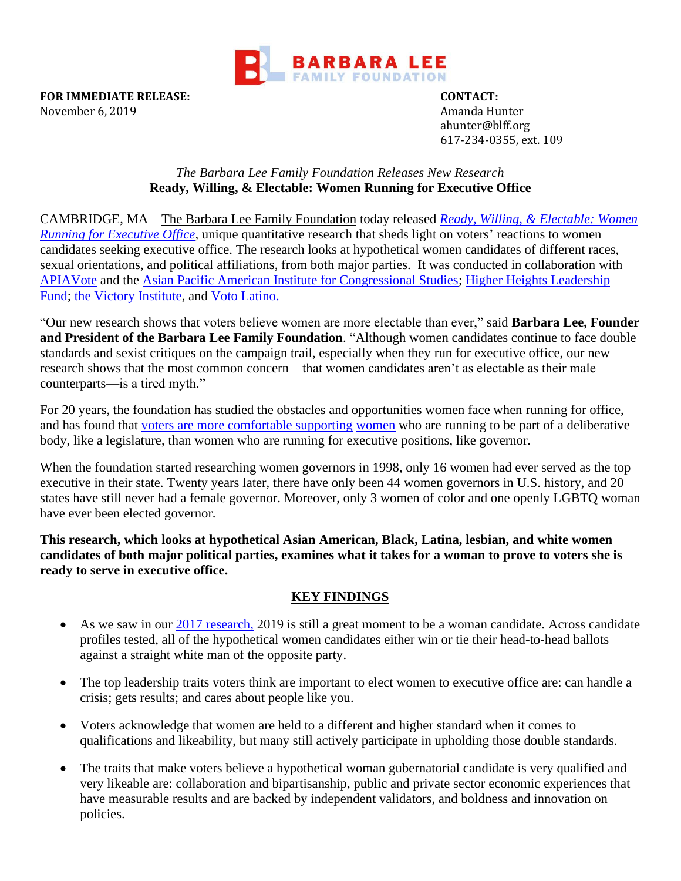BARBARA LEE FAMILY FOUNDATION

**FOR IMMEDIATE RELEASE:**
November 6, 2019

**CONTACT:**
Amanda Hunter
ahunter@blff.org
617-234-0355, ext. 109

*The Barbara Lee Family Foundation Releases New Research*
**Ready, Willing, & Electable: Women Running for Executive Office**

CAMBRIDGE, MA—The Barbara Lee Family Foundation today released *Ready, Willing, & Electable: Women Running for Executive Office*, unique quantitative research that sheds light on voters' reactions to women candidates seeking executive office. The research looks at hypothetical women candidates of different races, sexual orientations, and political affiliations, from both major parties. It was conducted in collaboration with APIAVote and the Asian Pacific American Institute for Congressional Studies; Higher Heights Leadership Fund; the Victory Institute, and Voto Latino.

"Our new research shows that voters believe women are more electable than ever," said **Barbara Lee, Founder and President of the Barbara Lee Family Foundation**. "Although women candidates continue to face double standards and sexist critiques on the campaign trail, especially when they run for executive office, our new research shows that the most common concern—that women candidates aren't as electable as their male counterparts—is a tired myth."

For 20 years, the foundation has studied the obstacles and opportunities women face when running for office, and has found that voters are more comfortable supporting women who are running to be part of a deliberative body, like a legislature, than women who are running for executive positions, like governor.

When the foundation started researching women governors in 1998, only 16 women had ever served as the top executive in their state. Twenty years later, there have only been 44 women governors in U.S. history, and 20 states have still never had a female governor. Moreover, only 3 women of color and one openly LGBTQ woman have ever been elected governor.

**This research, which looks at hypothetical Asian American, Black, Latina, lesbian, and white women candidates of both major political parties, examines what it takes for a woman to prove to voters she is ready to serve in executive office.**

## KEY FINDINGS

- As we saw in our 2017 research, 2019 is still a great moment to be a woman candidate. Across candidate profiles tested, all of the hypothetical women candidates either win or tie their head-to-head ballots against a straight white man of the opposite party.
- The top leadership traits voters think are important to elect women to executive office are: can handle a crisis; gets results; and cares about people like you.
- Voters acknowledge that women are held to a different and higher standard when it comes to qualifications and likeability, but many still actively participate in upholding those double standards.
- The traits that make voters believe a hypothetical woman gubernatorial candidate is very qualified and very likeable are: collaboration and bipartisanship, public and private sector economic experiences that have measurable results and are backed by independent validators, and boldness and innovation on policies.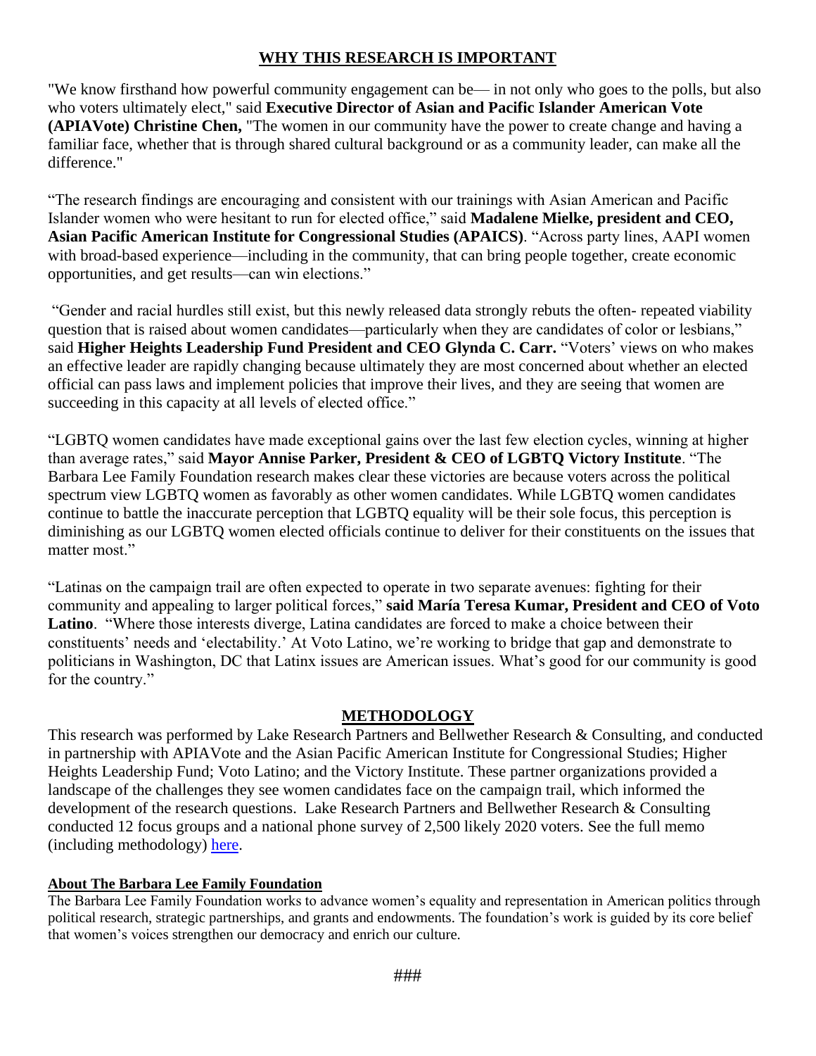## WHY THIS RESEARCH IS IMPORTANT

"We know firsthand how powerful community engagement can be— in not only who goes to the polls, but also who voters ultimately elect," said **Executive Director of Asian and Pacific Islander American Vote (APIAVote) Christine Chen,** "The women in our community have the power to create change and having a familiar face, whether that is through shared cultural background or as a community leader, can make all the difference."

"The research findings are encouraging and consistent with our trainings with Asian American and Pacific Islander women who were hesitant to run for elected office," said **Madalene Mielke, president and CEO, Asian Pacific American Institute for Congressional Studies (APAICS)**. "Across party lines, AAPI women with broad-based experience—including in the community, that can bring people together, create economic opportunities, and get results—can win elections."

"Gender and racial hurdles still exist, but this newly released data strongly rebuts the often- repeated viability question that is raised about women candidates—particularly when they are candidates of color or lesbians," said **Higher Heights Leadership Fund President and CEO Glynda C. Carr.** "Voters' views on who makes an effective leader are rapidly changing because ultimately they are most concerned about whether an elected official can pass laws and implement policies that improve their lives, and they are seeing that women are succeeding in this capacity at all levels of elected office."

"LGBTQ women candidates have made exceptional gains over the last few election cycles, winning at higher than average rates," said **Mayor Annise Parker, President & CEO of LGBTQ Victory Institute**. "The Barbara Lee Family Foundation research makes clear these victories are because voters across the political spectrum view LGBTQ women as favorably as other women candidates. While LGBTQ women candidates continue to battle the inaccurate perception that LGBTQ equality will be their sole focus, this perception is diminishing as our LGBTQ women elected officials continue to deliver for their constituents on the issues that matter most."

"Latinas on the campaign trail are often expected to operate in two separate avenues: fighting for their community and appealing to larger political forces," **said María Teresa Kumar, President and CEO of Voto Latino**. "Where those interests diverge, Latina candidates are forced to make a choice between their constituents' needs and 'electability.' At Voto Latino, we're working to bridge that gap and demonstrate to politicians in Washington, DC that Latinx issues are American issues. What's good for our community is good for the country."

## METHODOLOGY

This research was performed by Lake Research Partners and Bellwether Research & Consulting, and conducted in partnership with APIAVote and the Asian Pacific American Institute for Congressional Studies; Higher Heights Leadership Fund; Voto Latino; and the Victory Institute. These partner organizations provided a landscape of the challenges they see women candidates face on the campaign trail, which informed the development of the research questions. Lake Research Partners and Bellwether Research & Consulting conducted 12 focus groups and a national phone survey of 2,500 likely 2020 voters. See the full memo (including methodology) here.

### About The Barbara Lee Family Foundation

The Barbara Lee Family Foundation works to advance women's equality and representation in American politics through political research, strategic partnerships, and grants and endowments. The foundation's work is guided by its core belief that women's voices strengthen our democracy and enrich our culture.

###